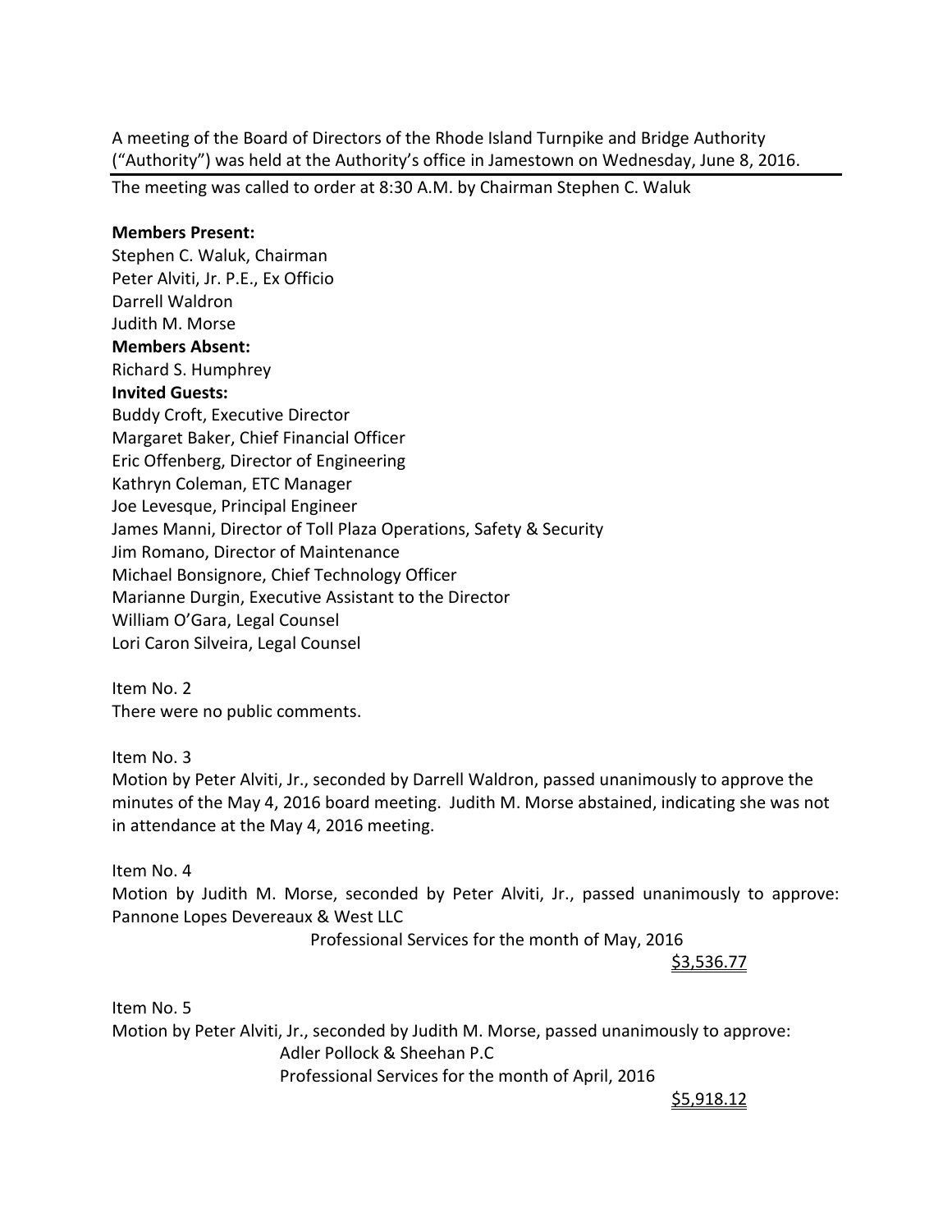A meeting of the Board of Directors of the Rhode Island Turnpike and Bridge Authority ("Authority") was held at the Authority's office in Jamestown on Wednesday, June 8, 2016.

---

The meeting was called to order at 8:30 A.M. by Chairman Stephen C. Waluk

**Members Present:**
Stephen C. Waluk, Chairman
Peter Alviti, Jr. P.E., Ex Officio
Darrell Waldron
Judith M. Morse
**Members Absent:**
Richard S. Humphrey
**Invited Guests:**
Buddy Croft, Executive Director
Margaret Baker, Chief Financial Officer
Eric Offenberg, Director of Engineering
Kathryn Coleman, ETC Manager
Joe Levesque, Principal Engineer
James Manni, Director of Toll Plaza Operations, Safety & Security
Jim Romano, Director of Maintenance
Michael Bonsignore, Chief Technology Officer
Marianne Durgin, Executive Assistant to the Director
William O'Gara, Legal Counsel
Lori Caron Silveira, Legal Counsel

Item No. 2
There were no public comments.

Item No. 3
Motion by Peter Alviti, Jr., seconded by Darrell Waldron, passed unanimously to approve the minutes of the May 4, 2016 board meeting. Judith M. Morse abstained, indicating she was not in attendance at the May 4, 2016 meeting.

Item No. 4
Motion by Judith M. Morse, seconded by Peter Alviti, Jr., passed unanimously to approve: Pannone Lopes Devereaux & West LLC
Professional Services for the month of May, 2016
$3,536.77

Item No. 5
Motion by Peter Alviti, Jr., seconded by Judith M. Morse, passed unanimously to approve:
Adler Pollock & Sheehan P.C
Professional Services for the month of April, 2016
$5,918.12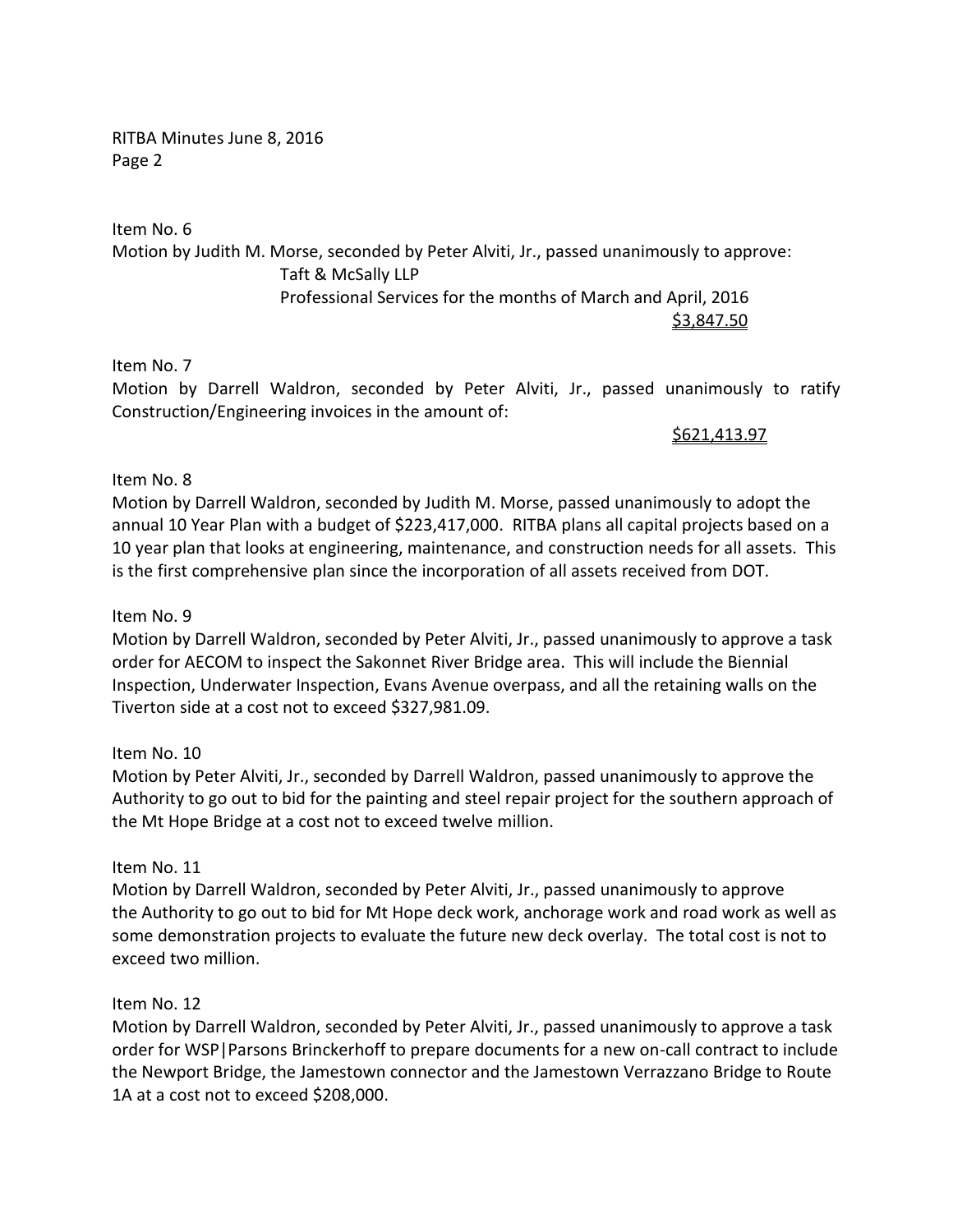Item No. 6

Motion by Judith M. Morse, seconded by Peter Alviti, Jr., passed unanimously to approve:

Taft & McSally LLP
Professional Services for the months of March and April, 2016
<u>$3,847.50</u>

Item No. 7

Motion by Darrell Waldron, seconded by Peter Alviti, Jr., passed unanimously to ratify Construction/Engineering invoices in the amount of:

<u>$621,413.97</u>

Item No. 8

Motion by Darrell Waldron, seconded by Judith M. Morse, passed unanimously to adopt the annual 10 Year Plan with a budget of $223,417,000. RITBA plans all capital projects based on a 10 year plan that looks at engineering, maintenance, and construction needs for all assets. This is the first comprehensive plan since the incorporation of all assets received from DOT.

Item No. 9

Motion by Darrell Waldron, seconded by Peter Alviti, Jr., passed unanimously to approve a task order for AECOM to inspect the Sakonnet River Bridge area. This will include the Biennial Inspection, Underwater Inspection, Evans Avenue overpass, and all the retaining walls on the Tiverton side at a cost not to exceed $327,981.09.

Item No. 10

Motion by Peter Alviti, Jr., seconded by Darrell Waldron, passed unanimously to approve the Authority to go out to bid for the painting and steel repair project for the southern approach of the Mt Hope Bridge at a cost not to exceed twelve million.

Item No. 11

Motion by Darrell Waldron, seconded by Peter Alviti, Jr., passed unanimously to approve the Authority to go out to bid for Mt Hope deck work, anchorage work and road work as well as some demonstration projects to evaluate the future new deck overlay. The total cost is not to exceed two million.

Item No. 12

Motion by Darrell Waldron, seconded by Peter Alviti, Jr., passed unanimously to approve a task order for WSP|Parsons Brinckerhoff to prepare documents for a new on-call contract to include the Newport Bridge, the Jamestown connector and the Jamestown Verrazzano Bridge to Route 1A at a cost not to exceed $208,000.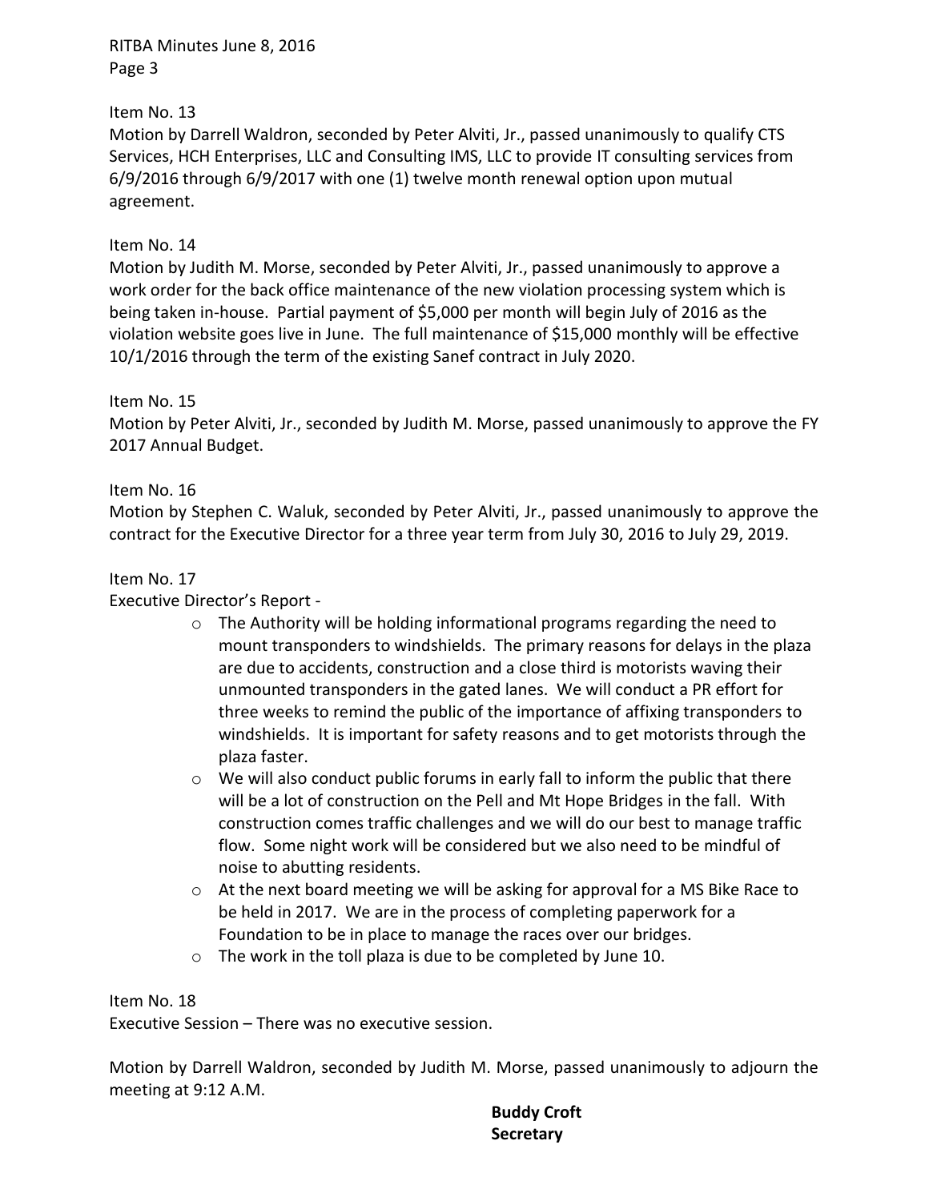Item No. 13
Motion by Darrell Waldron, seconded by Peter Alviti, Jr., passed unanimously to qualify CTS Services, HCH Enterprises, LLC and Consulting IMS, LLC to provide IT consulting services from 6/9/2016 through 6/9/2017 with one (1) twelve month renewal option upon mutual agreement.

Item No. 14
Motion by Judith M. Morse, seconded by Peter Alviti, Jr., passed unanimously to approve a work order for the back office maintenance of the new violation processing system which is being taken in-house. Partial payment of $5,000 per month will begin July of 2016 as the violation website goes live in June. The full maintenance of $15,000 monthly will be effective 10/1/2016 through the term of the existing Sanef contract in July 2020.

Item No. 15
Motion by Peter Alviti, Jr., seconded by Judith M. Morse, passed unanimously to approve the FY 2017 Annual Budget.

Item No. 16
Motion by Stephen C. Waluk, seconded by Peter Alviti, Jr., passed unanimously to approve the contract for the Executive Director for a three year term from July 30, 2016 to July 29, 2019.

Item No. 17
Executive Director's Report -

- The Authority will be holding informational programs regarding the need to mount transponders to windshields. The primary reasons for delays in the plaza are due to accidents, construction and a close third is motorists waving their unmounted transponders in the gated lanes. We will conduct a PR effort for three weeks to remind the public of the importance of affixing transponders to windshields. It is important for safety reasons and to get motorists through the plaza faster.
- We will also conduct public forums in early fall to inform the public that there will be a lot of construction on the Pell and Mt Hope Bridges in the fall. With construction comes traffic challenges and we will do our best to manage traffic flow. Some night work will be considered but we also need to be mindful of noise to abutting residents.
- At the next board meeting we will be asking for approval for a MS Bike Race to be held in 2017. We are in the process of completing paperwork for a Foundation to be in place to manage the races over our bridges.
- The work in the toll plaza is due to be completed by June 10.

Item No. 18
Executive Session – There was no executive session.

Motion by Darrell Waldron, seconded by Judith M. Morse, passed unanimously to adjourn the meeting at 9:12 A.M.

**Buddy Croft**
**Secretary**